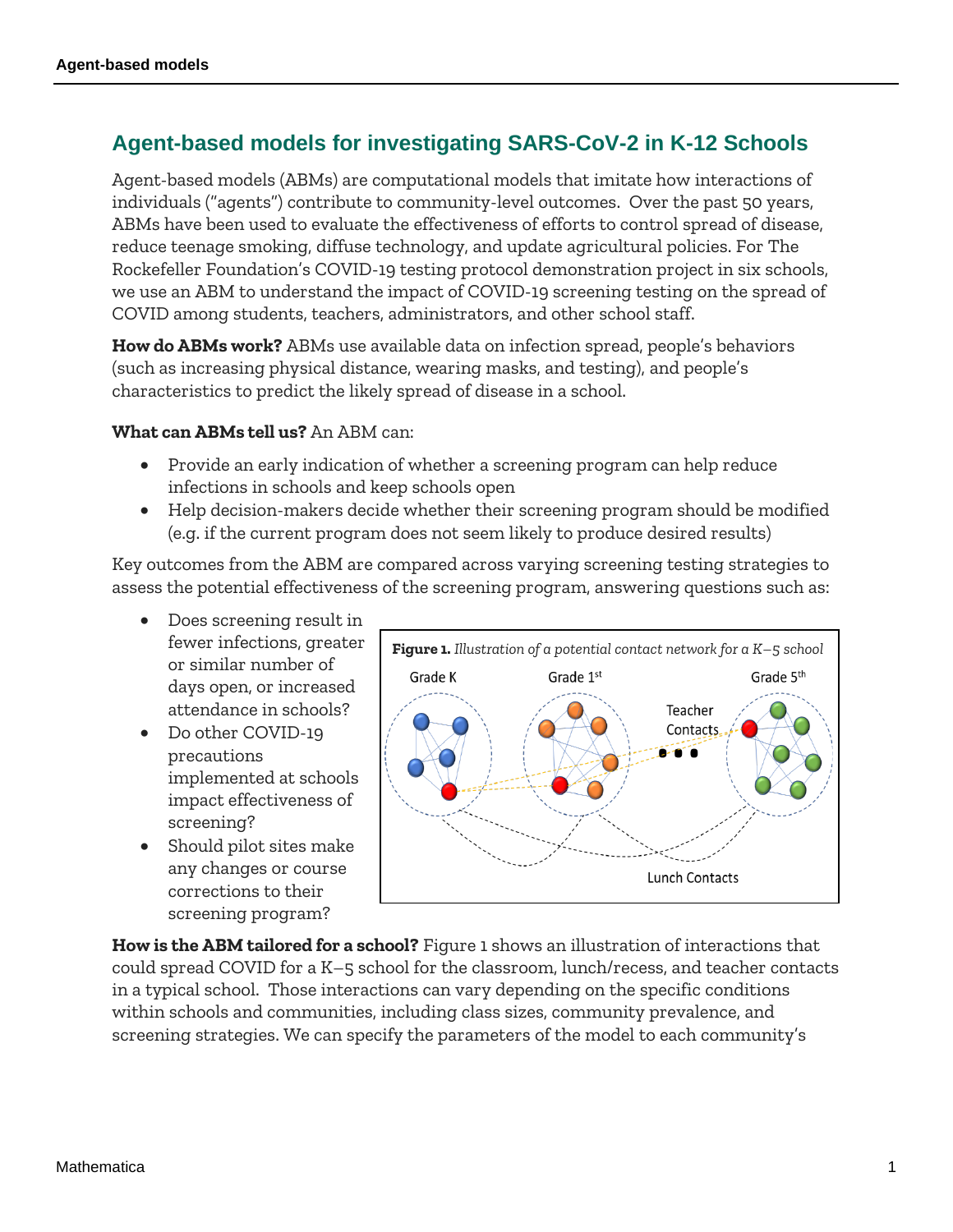# Agent-based models for investigating SARS-CoV-2 in K-12 Schools

Agent-based models (ABMs) are computational models that imitate how interactions of individuals ("agents") contribute to community-level outcomes. Over the past 50 years, ABMs have been used to evaluate the effectiveness of efforts to control spread of disease, reduce teenage smoking, diffuse technology, and update agricultural policies. For The Rockefeller Foundation's COVID-19 testing protocol demonstration project in six schools, we use an ABM to understand the impact of COVID-19 screening testing on the spread of COVID among students, teachers, administrators, and other school staff.

**How do ABMs work?** ABMs use available data on infection spread, people's behaviors (such as increasing physical distance, wearing masks, and testing), and people's characteristics to predict the likely spread of disease in a school.

**What can ABMs tell us?** An ABM can:

- Provide an early indication of whether a screening program can help reduce infections in schools and keep schools open
- Help decision-makers decide whether their screening program should be modified (e.g. if the current program does not seem likely to produce desired results)

Key outcomes from the ABM are compared across varying screening testing strategies to assess the potential effectiveness of the screening program, answering questions such as:

- Does screening result in fewer infections, greater or similar number of days open, or increased attendance in schools?
- Do other COVID-19 precautions implemented at schools impact effectiveness of screening?
- Should pilot sites make any changes or course corrections to their screening program?

**Figure 1.** *Illustration of a potential contact network for a K–5 school*

**How is the ABM tailored for a school?** Figure 1 shows an illustration of interactions that could spread COVID for a K–5 school for the classroom, lunch/recess, and teacher contacts in a typical school. Those interactions can vary depending on the specific conditions within schools and communities, including class sizes, community prevalence, and screening strategies. We can specify the parameters of the model to each community's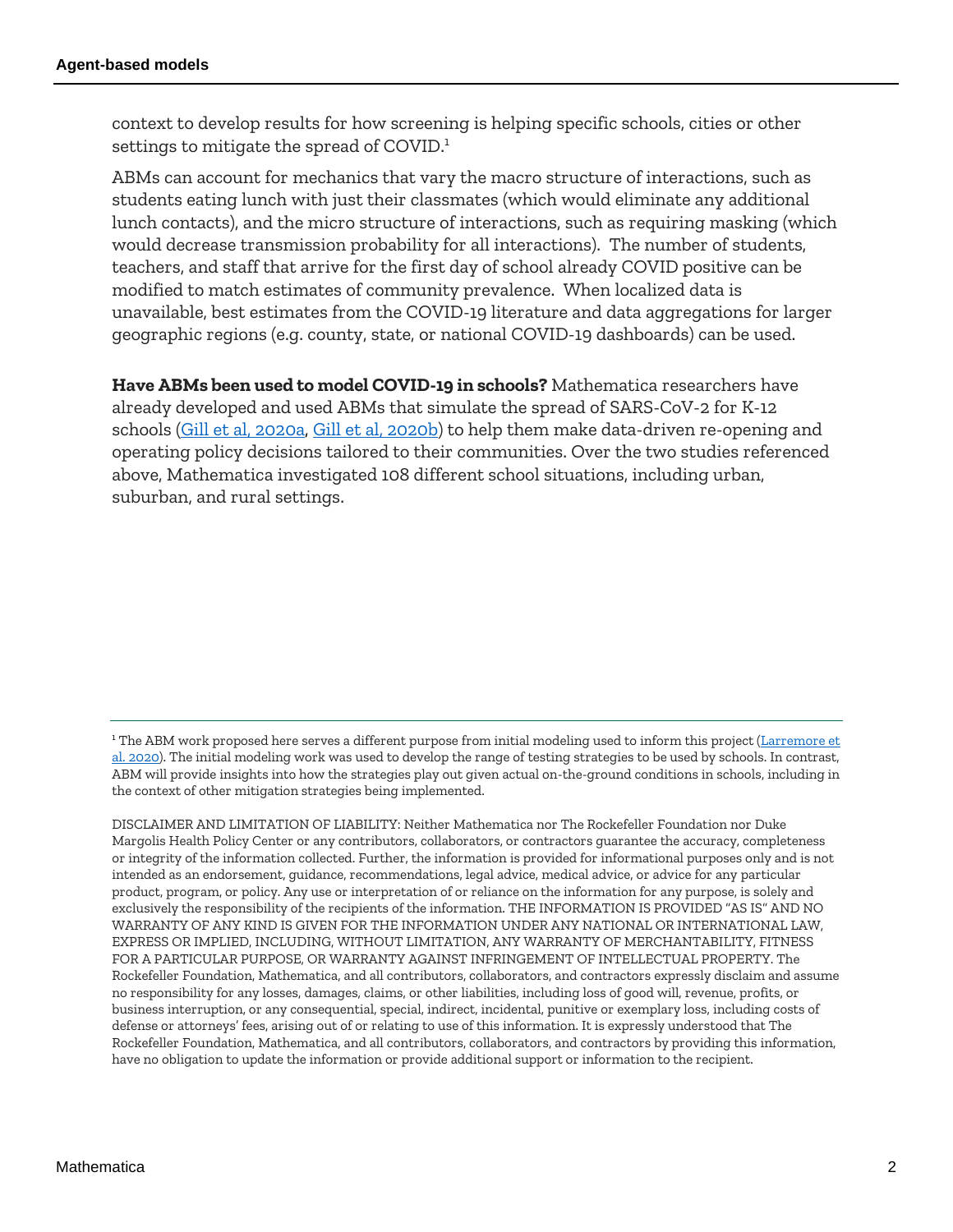context to develop results for how screening is helping specific schools, cities or other settings to mitigate the spread of COVID.[1]

ABMs can account for mechanics that vary the macro structure of interactions, such as students eating lunch with just their classmates (which would eliminate any additional lunch contacts), and the micro structure of interactions, such as requiring masking (which would decrease transmission probability for all interactions). The number of students, teachers, and staff that arrive for the first day of school already COVID positive can be modified to match estimates of community prevalence. When localized data is unavailable, best estimates from the COVID-19 literature and data aggregations for larger geographic regions (e.g. county, state, or national COVID-19 dashboards) can be used.

**Have ABMs been used to model COVID-19 in schools?** Mathematica researchers have already developed and used ABMs that simulate the spread of SARS-CoV-2 for K-12 schools (Gill et al, 2020a, Gill et al, 2020b) to help them make data-driven re-opening and operating policy decisions tailored to their communities. Over the two studies referenced above, Mathematica investigated 108 different school situations, including urban, suburban, and rural settings.

---

[1] The ABM work proposed here serves a different purpose from initial modeling used to inform this project (Larremore et al. 2020). The initial modeling work was used to develop the range of testing strategies to be used by schools. In contrast, ABM will provide insights into how the strategies play out given actual on-the-ground conditions in schools, including in the context of other mitigation strategies being implemented.

DISCLAIMER AND LIMITATION OF LIABILITY: Neither Mathematica nor The Rockefeller Foundation nor Duke Margolis Health Policy Center or any contributors, collaborators, or contractors guarantee the accuracy, completeness or integrity of the information collected. Further, the information is provided for informational purposes only and is not intended as an endorsement, guidance, recommendations, legal advice, medical advice, or advice for any particular product, program, or policy. Any use or interpretation of or reliance on the information for any purpose, is solely and exclusively the responsibility of the recipients of the information. THE INFORMATION IS PROVIDED "AS IS" AND NO WARRANTY OF ANY KIND IS GIVEN FOR THE INFORMATION UNDER ANY NATIONAL OR INTERNATIONAL LAW, EXPRESS OR IMPLIED, INCLUDING, WITHOUT LIMITATION, ANY WARRANTY OF MERCHANTABILITY, FITNESS FOR A PARTICULAR PURPOSE, OR WARRANTY AGAINST INFRINGEMENT OF INTELLECTUAL PROPERTY. The Rockefeller Foundation, Mathematica, and all contributors, collaborators, and contractors expressly disclaim and assume no responsibility for any losses, damages, claims, or other liabilities, including loss of good will, revenue, profits, or business interruption, or any consequential, special, indirect, incidental, punitive or exemplary loss, including costs of defense or attorneys' fees, arising out of or relating to use of this information. It is expressly understood that The Rockefeller Foundation, Mathematica, and all contributors, collaborators, and contractors by providing this information, have no obligation to update the information or provide additional support or information to the recipient.